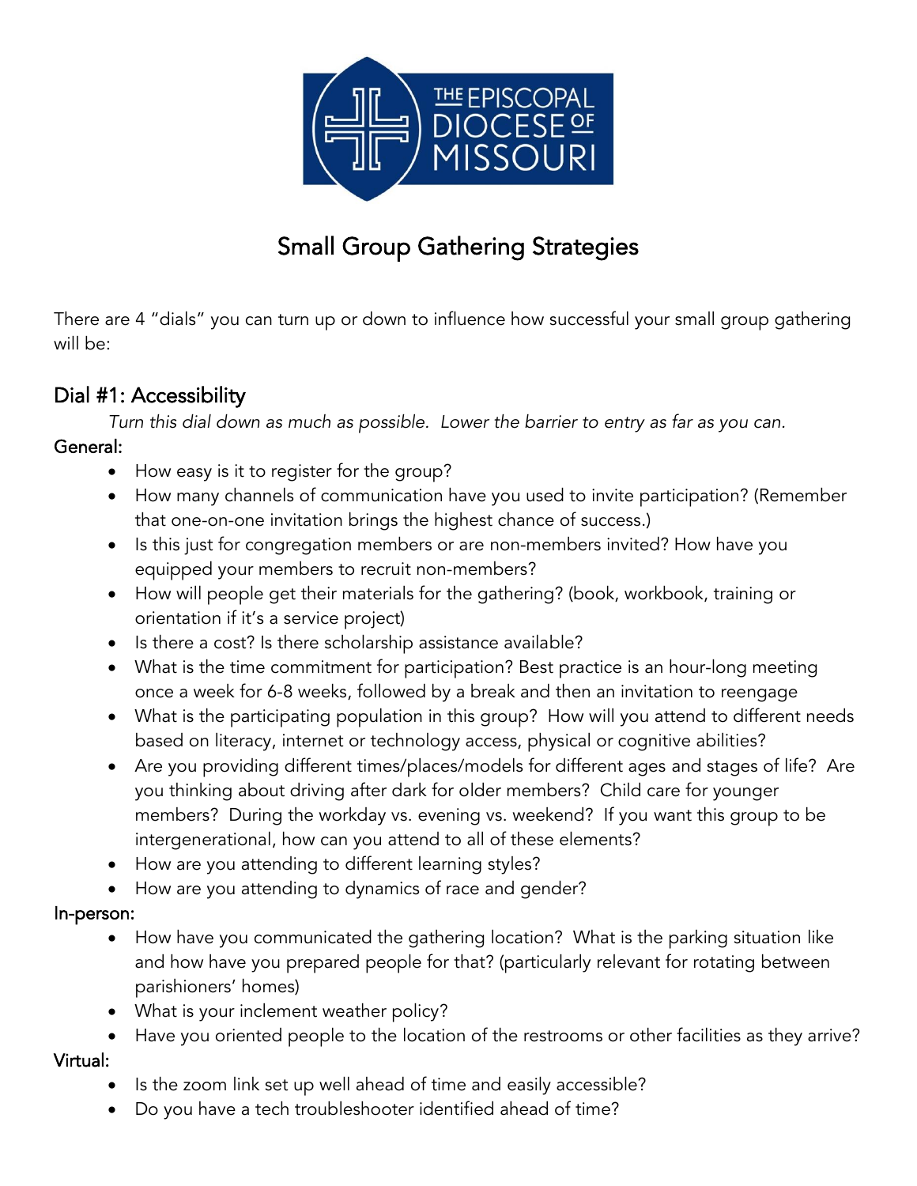# Small Group Gathering Strategies

There are 4 "dials" you can turn up or down to influence how successful your small group gathering will be:

## Dial #1: Accessibility

*Turn this dial down as much as possible. Lower the barrier to entry as far as you can.*

**General:**

- How easy is it to register for the group?
- How many channels of communication have you used to invite participation? (Remember that one-on-one invitation brings the highest chance of success.)
- Is this just for congregation members or are non-members invited? How have you equipped your members to recruit non-members?
- How will people get their materials for the gathering? (book, workbook, training or orientation if it's a service project)
- Is there a cost? Is there scholarship assistance available?
- What is the time commitment for participation? Best practice is an hour-long meeting once a week for 6-8 weeks, followed by a break and then an invitation to reengage
- What is the participating population in this group? How will you attend to different needs based on literacy, internet or technology access, physical or cognitive abilities?
- Are you providing different times/places/models for different ages and stages of life? Are you thinking about driving after dark for older members? Child care for younger members? During the workday vs. evening vs. weekend? If you want this group to be intergenerational, how can you attend to all of these elements?
- How are you attending to different learning styles?
- How are you attending to dynamics of race and gender?

**In-person:**

- How have you communicated the gathering location? What is the parking situation like and how have you prepared people for that? (particularly relevant for rotating between parishioners' homes)
- What is your inclement weather policy?
- Have you oriented people to the location of the restrooms or other facilities as they arrive?

**Virtual:**

- Is the zoom link set up well ahead of time and easily accessible?
- Do you have a tech troubleshooter identified ahead of time?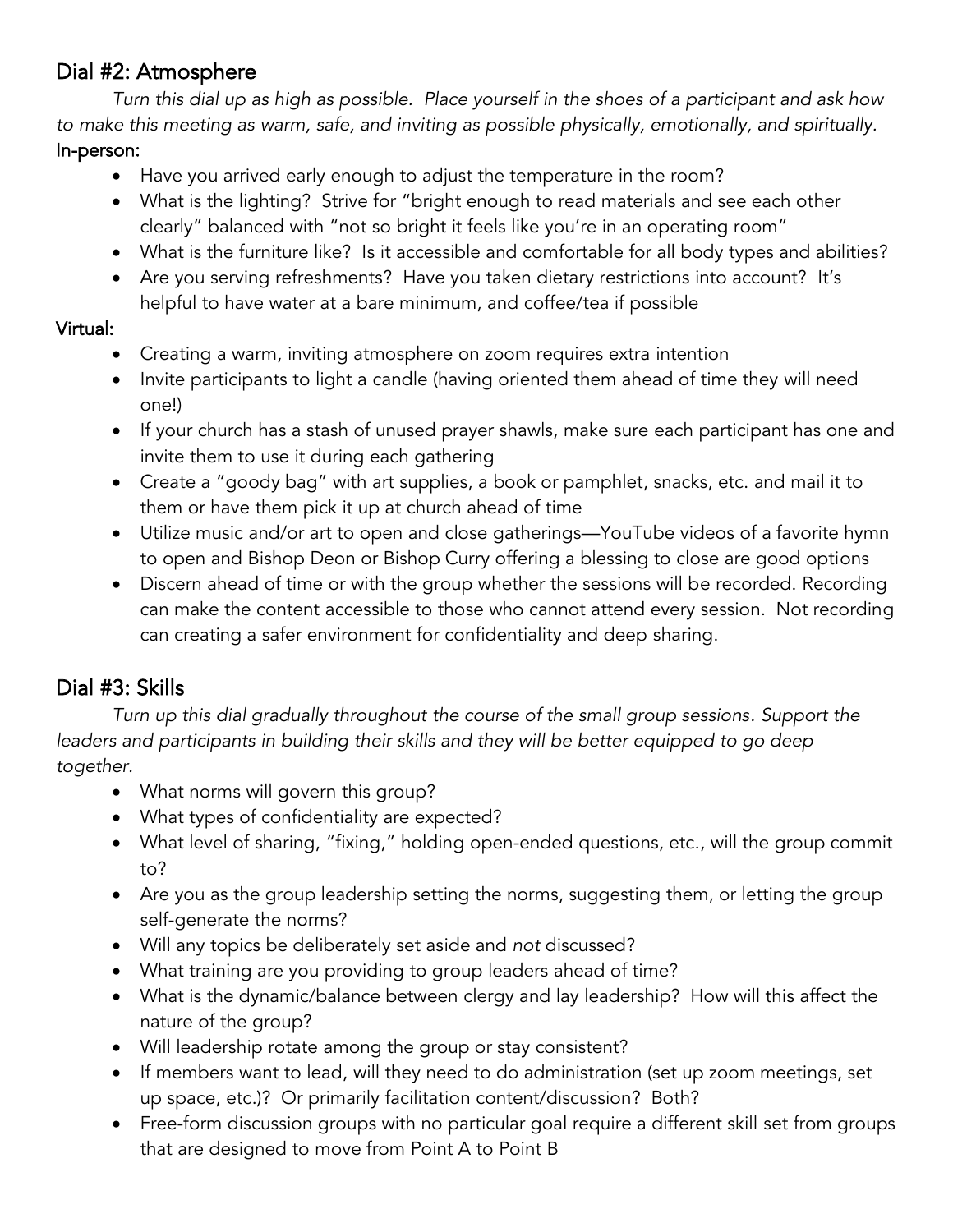## Dial #2: Atmosphere

*Turn this dial up as high as possible. Place yourself in the shoes of a participant and ask how to make this meeting as warm, safe, and inviting as possible physically, emotionally, and spiritually.*

**In-person:**

- Have you arrived early enough to adjust the temperature in the room?
- What is the lighting? Strive for "bright enough to read materials and see each other clearly" balanced with "not so bright it feels like you're in an operating room"
- What is the furniture like? Is it accessible and comfortable for all body types and abilities?
- Are you serving refreshments? Have you taken dietary restrictions into account? It's helpful to have water at a bare minimum, and coffee/tea if possible

**Virtual:**

- Creating a warm, inviting atmosphere on zoom requires extra intention
- Invite participants to light a candle (having oriented them ahead of time they will need one!)
- If your church has a stash of unused prayer shawls, make sure each participant has one and invite them to use it during each gathering
- Create a "goody bag" with art supplies, a book or pamphlet, snacks, etc. and mail it to them or have them pick it up at church ahead of time
- Utilize music and/or art to open and close gatherings—YouTube videos of a favorite hymn to open and Bishop Deon or Bishop Curry offering a blessing to close are good options
- Discern ahead of time or with the group whether the sessions will be recorded. Recording can make the content accessible to those who cannot attend every session. Not recording can creating a safer environment for confidentiality and deep sharing.

## Dial #3: Skills

*Turn up this dial gradually throughout the course of the small group sessions. Support the leaders and participants in building their skills and they will be better equipped to go deep together.*

- What norms will govern this group?
- What types of confidentiality are expected?
- What level of sharing, "fixing," holding open-ended questions, etc., will the group commit to?
- Are you as the group leadership setting the norms, suggesting them, or letting the group self-generate the norms?
- Will any topics be deliberately set aside and *not* discussed?
- What training are you providing to group leaders ahead of time?
- What is the dynamic/balance between clergy and lay leadership? How will this affect the nature of the group?
- Will leadership rotate among the group or stay consistent?
- If members want to lead, will they need to do administration (set up zoom meetings, set up space, etc.)? Or primarily facilitation content/discussion? Both?
- Free-form discussion groups with no particular goal require a different skill set from groups that are designed to move from Point A to Point B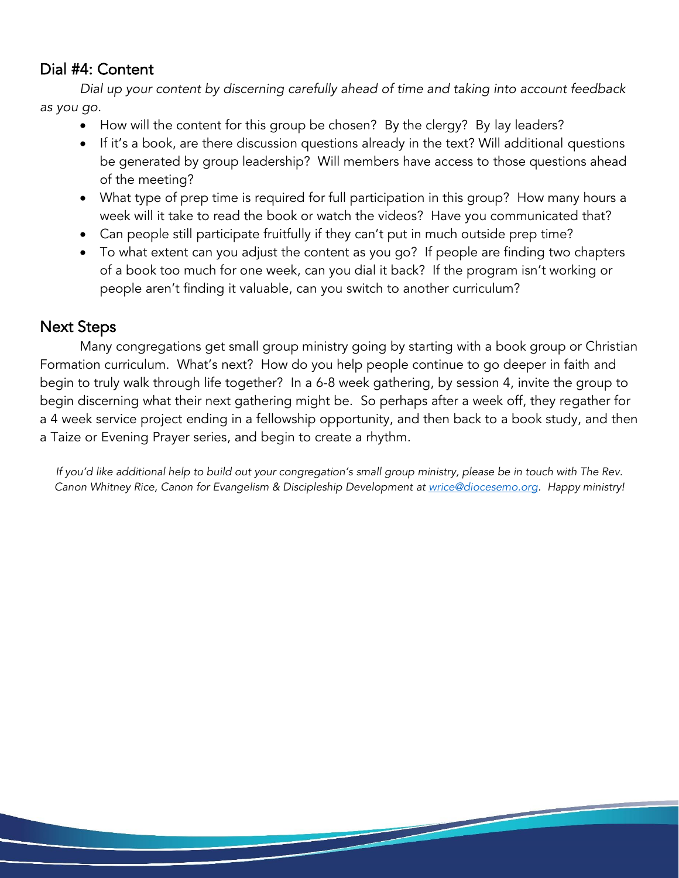## Dial #4: Content

*Dial up your content by discerning carefully ahead of time and taking into account feedback as you go.*

- How will the content for this group be chosen? By the clergy? By lay leaders?
- If it's a book, are there discussion questions already in the text? Will additional questions be generated by group leadership? Will members have access to those questions ahead of the meeting?
- What type of prep time is required for full participation in this group? How many hours a week will it take to read the book or watch the videos? Have you communicated that?
- Can people still participate fruitfully if they can't put in much outside prep time?
- To what extent can you adjust the content as you go? If people are finding two chapters of a book too much for one week, can you dial it back? If the program isn't working or people aren't finding it valuable, can you switch to another curriculum?

## Next Steps

Many congregations get small group ministry going by starting with a book group or Christian Formation curriculum. What's next? How do you help people continue to go deeper in faith and begin to truly walk through life together? In a 6-8 week gathering, by session 4, invite the group to begin discerning what their next gathering might be. So perhaps after a week off, they regather for a 4 week service project ending in a fellowship opportunity, and then back to a book study, and then a Taize or Evening Prayer series, and begin to create a rhythm.

*If you'd like additional help to build out your congregation's small group ministry, please be in touch with The Rev. Canon Whitney Rice, Canon for Evangelism & Discipleship Development at [wrice@diocesemo.org](mailto:wrice@diocesemo.org). Happy ministry!*